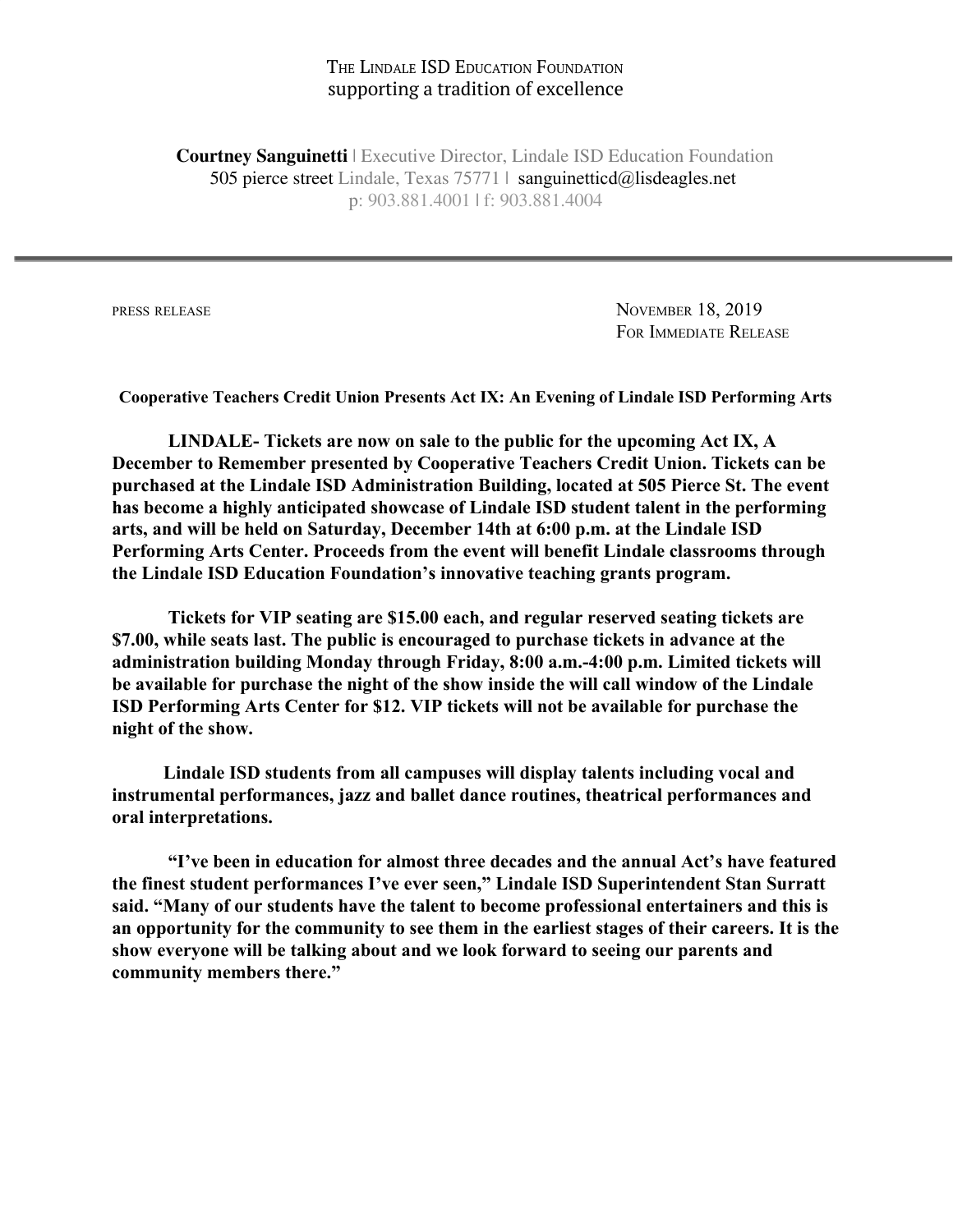The Lindale ISD Education Foundation
supporting a tradition of excellence

**Courtney Sanguinetti** | Executive Director, Lindale ISD Education Foundation
505 pierce street Lindale, Texas 75771 | sanguinetticd@lisdeagles.net
p: 903.881.4001 | f: 903.881.4004

---

PRESS RELEASE

November 18, 2019
For Immediate Release

**Cooperative Teachers Credit Union Presents Act IX: An Evening of Lindale ISD Performing Arts**

**LINDALE- Tickets are now on sale to the public for the upcoming Act IX, A December to Remember presented by Cooperative Teachers Credit Union. Tickets can be purchased at the Lindale ISD Administration Building, located at 505 Pierce St. The event has become a highly anticipated showcase of Lindale ISD student talent in the performing arts, and will be held on Saturday, December 14th at 6:00 p.m. at the Lindale ISD Performing Arts Center. Proceeds from the event will benefit Lindale classrooms through the Lindale ISD Education Foundation's innovative teaching grants program.**

**Tickets for VIP seating are $15.00 each, and regular reserved seating tickets are $7.00, while seats last. The public is encouraged to purchase tickets in advance at the administration building Monday through Friday, 8:00 a.m.-4:00 p.m. Limited tickets will be available for purchase the night of the show inside the will call window of the Lindale ISD Performing Arts Center for $12. VIP tickets will not be available for purchase the night of the show.**

**Lindale ISD students from all campuses will display talents including vocal and instrumental performances, jazz and ballet dance routines, theatrical performances and oral interpretations.**

**"I've been in education for almost three decades and the annual Act's have featured the finest student performances I've ever seen," Lindale ISD Superintendent Stan Surratt said. "Many of our students have the talent to become professional entertainers and this is an opportunity for the community to see them in the earliest stages of their careers. It is the show everyone will be talking about and we look forward to seeing our parents and community members there."**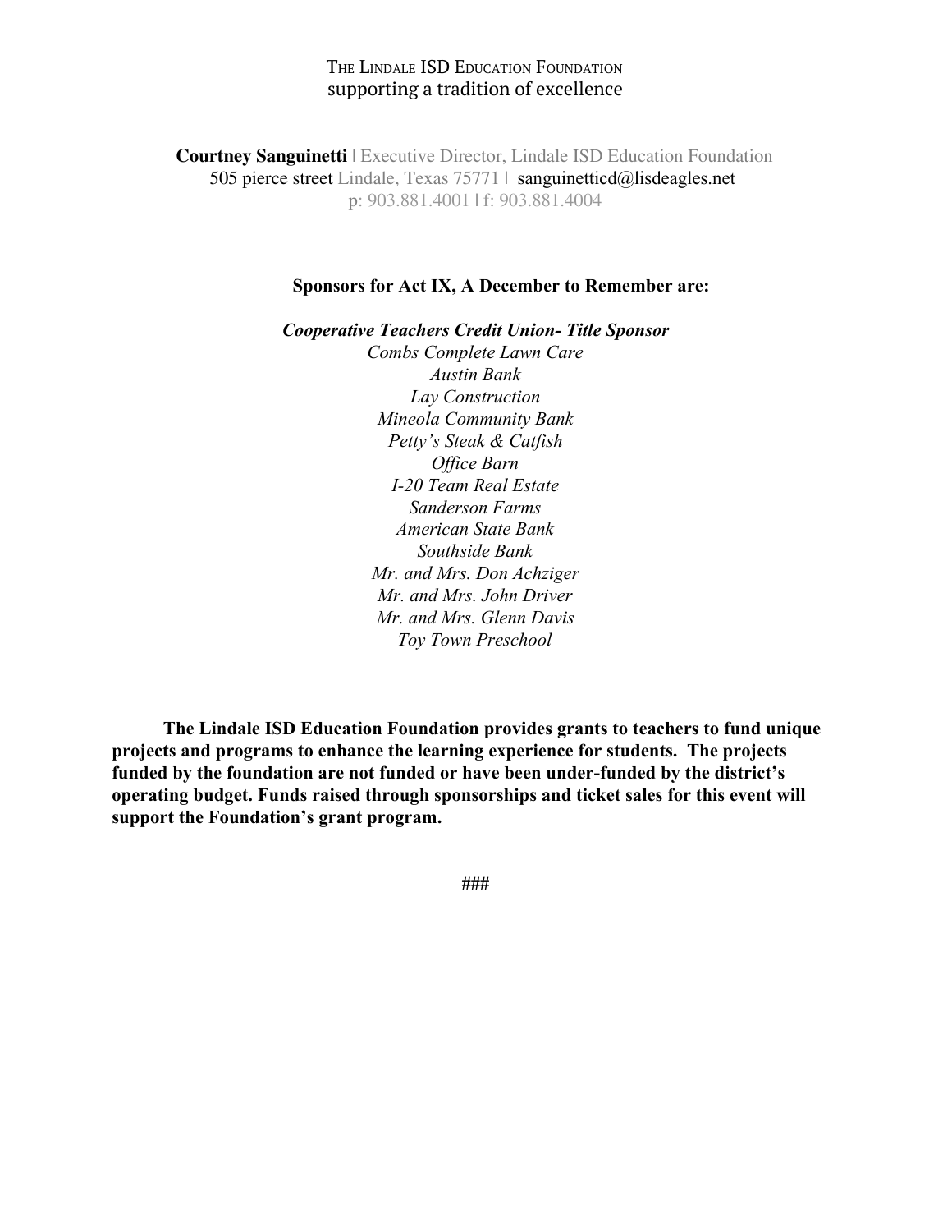THE LINDALE ISD EDUCATION FOUNDATION
supporting a tradition of excellence

**Courtney Sanguinetti** | Executive Director, Lindale ISD Education Foundation
505 pierce street Lindale, Texas 75771 | sanguinetticd@lisdeagles.net
p: 903.881.4001 | f: 903.881.4004

**Sponsors for Act IX, A December to Remember are:**

***Cooperative Teachers Credit Union- Title Sponsor***
*Combs Complete Lawn Care*
*Austin Bank*
*Lay Construction*
*Mineola Community Bank*
*Petty's Steak & Catfish*
*Office Barn*
*I-20 Team Real Estate*
*Sanderson Farms*
*American State Bank*
*Southside Bank*
*Mr. and Mrs. Don Achziger*
*Mr. and Mrs. John Driver*
*Mr. and Mrs. Glenn Davis*
*Toy Town Preschool*

**The Lindale ISD Education Foundation provides grants to teachers to fund unique projects and programs to enhance the learning experience for students. The projects funded by the foundation are not funded or have been under-funded by the district's operating budget. Funds raised through sponsorships and ticket sales for this event will support the Foundation's grant program.**

###